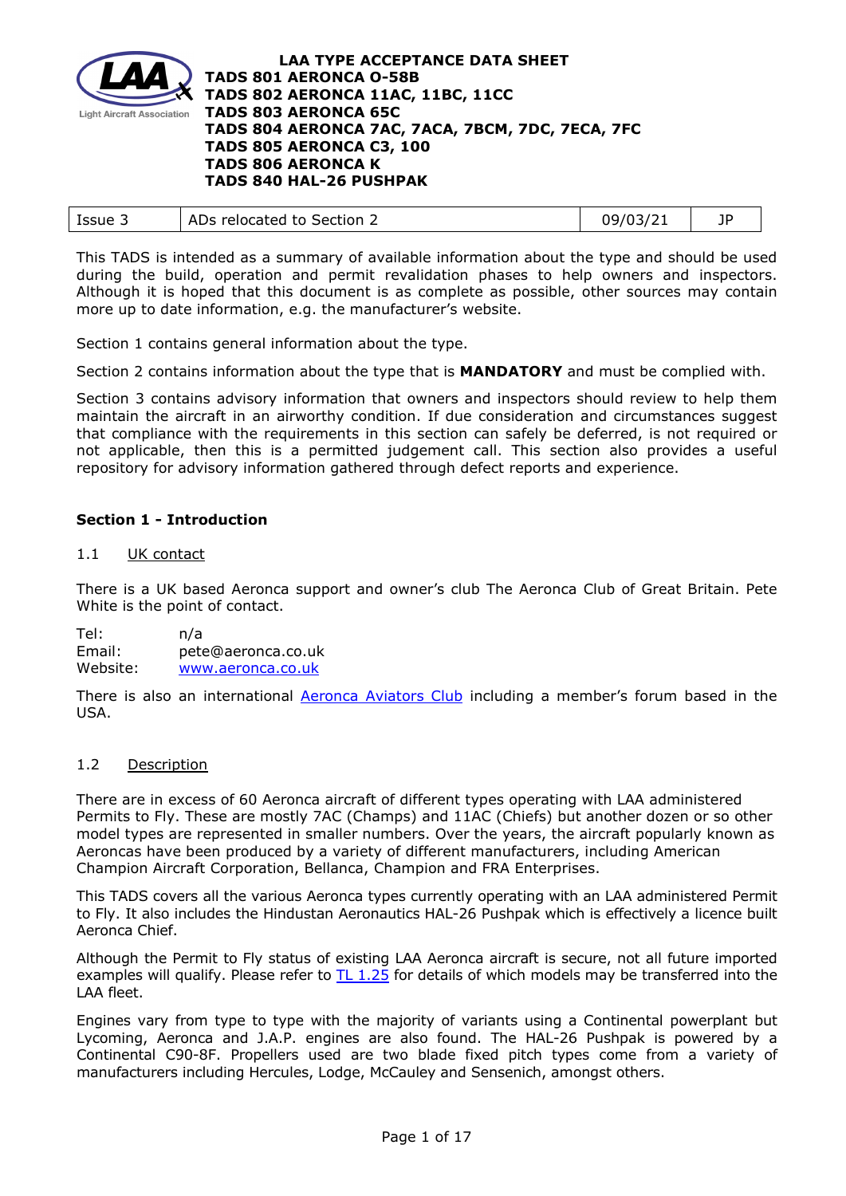# LAA TYPE ACCEPTANCE DATA SHEET

**TADS 801 AERONCA O-58B**
**TADS 802 AERONCA 11AC, 11BC, 11CC**
**TADS 803 AERONCA 65C**
**TADS 804 AERONCA 7AC, 7ACA, 7BCM, 7DC, 7ECA, 7FC**
**TADS 805 AERONCA C3, 100**
**TADS 806 AERONCA K**
**TADS 840 HAL-26 PUSHPAK**

| Issue 3 | ADs relocated to Section 2 | 09/03/21 | JP |
|---|---|---|---|

This TADS is intended as a summary of available information about the type and should be used during the build, operation and permit revalidation phases to help owners and inspectors. Although it is hoped that this document is as complete as possible, other sources may contain more up to date information, e.g. the manufacturer's website.

Section 1 contains general information about the type.

Section 2 contains information about the type that is **MANDATORY** and must be complied with.

Section 3 contains advisory information that owners and inspectors should review to help them maintain the aircraft in an airworthy condition. If due consideration and circumstances suggest that compliance with the requirements in this section can safely be deferred, is not required or not applicable, then this is a permitted judgement call. This section also provides a useful repository for advisory information gathered through defect reports and experience.

## Section 1 - Introduction

### 1.1 UK contact

There is a UK based Aeronca support and owner's club The Aeronca Club of Great Britain. Pete White is the point of contact.

Tel: n/a
Email: pete@aeronca.co.uk
Website: www.aeronca.co.uk

There is also an international Aeronca Aviators Club including a member's forum based in the USA.

### 1.2 Description

There are in excess of 60 Aeronca aircraft of different types operating with LAA administered Permits to Fly. These are mostly 7AC (Champs) and 11AC (Chiefs) but another dozen or so other model types are represented in smaller numbers. Over the years, the aircraft popularly known as Aeroncas have been produced by a variety of different manufacturers, including American Champion Aircraft Corporation, Bellanca, Champion and FRA Enterprises.

This TADS covers all the various Aeronca types currently operating with an LAA administered Permit to Fly. It also includes the Hindustan Aeronautics HAL-26 Pushpak which is effectively a licence built Aeronca Chief.

Although the Permit to Fly status of existing LAA Aeronca aircraft is secure, not all future imported examples will qualify. Please refer to TL 1.25 for details of which models may be transferred into the LAA fleet.

Engines vary from type to type with the majority of variants using a Continental powerplant but Lycoming, Aeronca and J.A.P. engines are also found. The HAL-26 Pushpak is powered by a Continental C90-8F. Propellers used are two blade fixed pitch types come from a variety of manufacturers including Hercules, Lodge, McCauley and Sensenich, amongst others.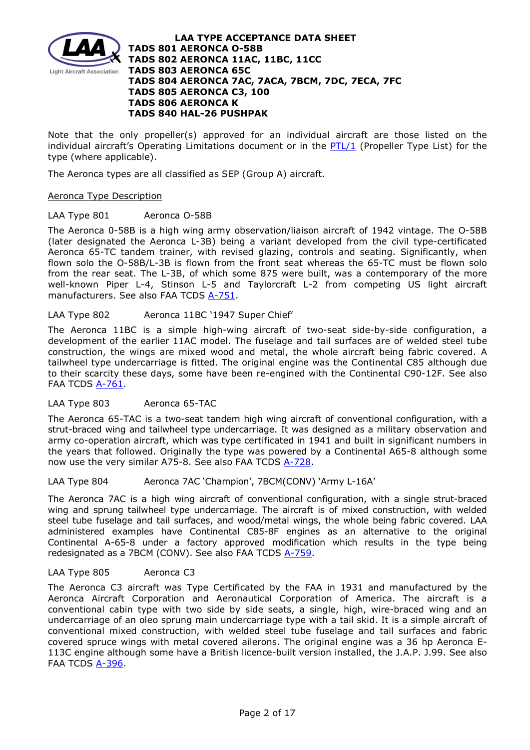# LAA TYPE ACCEPTANCE DATA SHEET

**TADS 801 AERONCA O-58B**
**TADS 802 AERONCA 11AC, 11BC, 11CC**
**TADS 803 AERONCA 65C**
**TADS 804 AERONCA 7AC, 7ACA, 7BCM, 7DC, 7ECA, 7FC**
**TADS 805 AERONCA C3, 100**
**TADS 806 AERONCA K**
**TADS 840 HAL-26 PUSHPAK**

Note that the only propeller(s) approved for an individual aircraft are those listed on the individual aircraft's Operating Limitations document or in the PTL/1 (Propeller Type List) for the type (where applicable).

The Aeronca types are all classified as SEP (Group A) aircraft.

## Aeronca Type Description

LAA Type 801 Aeronca O-58B

The Aeronca 0-58B is a high wing army observation/liaison aircraft of 1942 vintage. The O-58B (later designated the Aeronca L-3B) being a variant developed from the civil type-certificated Aeronca 65-TC tandem trainer, with revised glazing, controls and seating. Significantly, when flown solo the O-58B/L-3B is flown from the front seat whereas the 65-TC must be flown solo from the rear seat. The L-3B, of which some 875 were built, was a contemporary of the more well-known Piper L-4, Stinson L-5 and Taylorcraft L-2 from competing US light aircraft manufacturers. See also FAA TCDS A-751.

LAA Type 802 Aeronca 11BC '1947 Super Chief'

The Aeronca 11BC is a simple high-wing aircraft of two-seat side-by-side configuration, a development of the earlier 11AC model. The fuselage and tail surfaces are of welded steel tube construction, the wings are mixed wood and metal, the whole aircraft being fabric covered. A tailwheel type undercarriage is fitted. The original engine was the Continental C85 although due to their scarcity these days, some have been re-engined with the Continental C90-12F. See also FAA TCDS A-761.

LAA Type 803 Aeronca 65-TAC

The Aeronca 65-TAC is a two-seat tandem high wing aircraft of conventional configuration, with a strut-braced wing and tailwheel type undercarriage. It was designed as a military observation and army co-operation aircraft, which was type certificated in 1941 and built in significant numbers in the years that followed. Originally the type was powered by a Continental A65-8 although some now use the very similar A75-8. See also FAA TCDS A-728.

LAA Type 804 Aeronca 7AC 'Champion', 7BCM(CONV) 'Army L-16A'

The Aeronca 7AC is a high wing aircraft of conventional configuration, with a single strut-braced wing and sprung tailwheel type undercarriage. The aircraft is of mixed construction, with welded steel tube fuselage and tail surfaces, and wood/metal wings, the whole being fabric covered. LAA administered examples have Continental C85-8F engines as an alternative to the original Continental A-65-8 under a factory approved modification which results in the type being redesignated as a 7BCM (CONV). See also FAA TCDS A-759.

LAA Type 805 Aeronca C3

The Aeronca C3 aircraft was Type Certificated by the FAA in 1931 and manufactured by the Aeronca Aircraft Corporation and Aeronautical Corporation of America. The aircraft is a conventional cabin type with two side by side seats, a single, high, wire-braced wing and an undercarriage of an oleo sprung main undercarriage type with a tail skid. It is a simple aircraft of conventional mixed construction, with welded steel tube fuselage and tail surfaces and fabric covered spruce wings with metal covered ailerons. The original engine was a 36 hp Aeronca E-113C engine although some have a British licence-built version installed, the J.A.P. J.99. See also FAA TCDS A-396.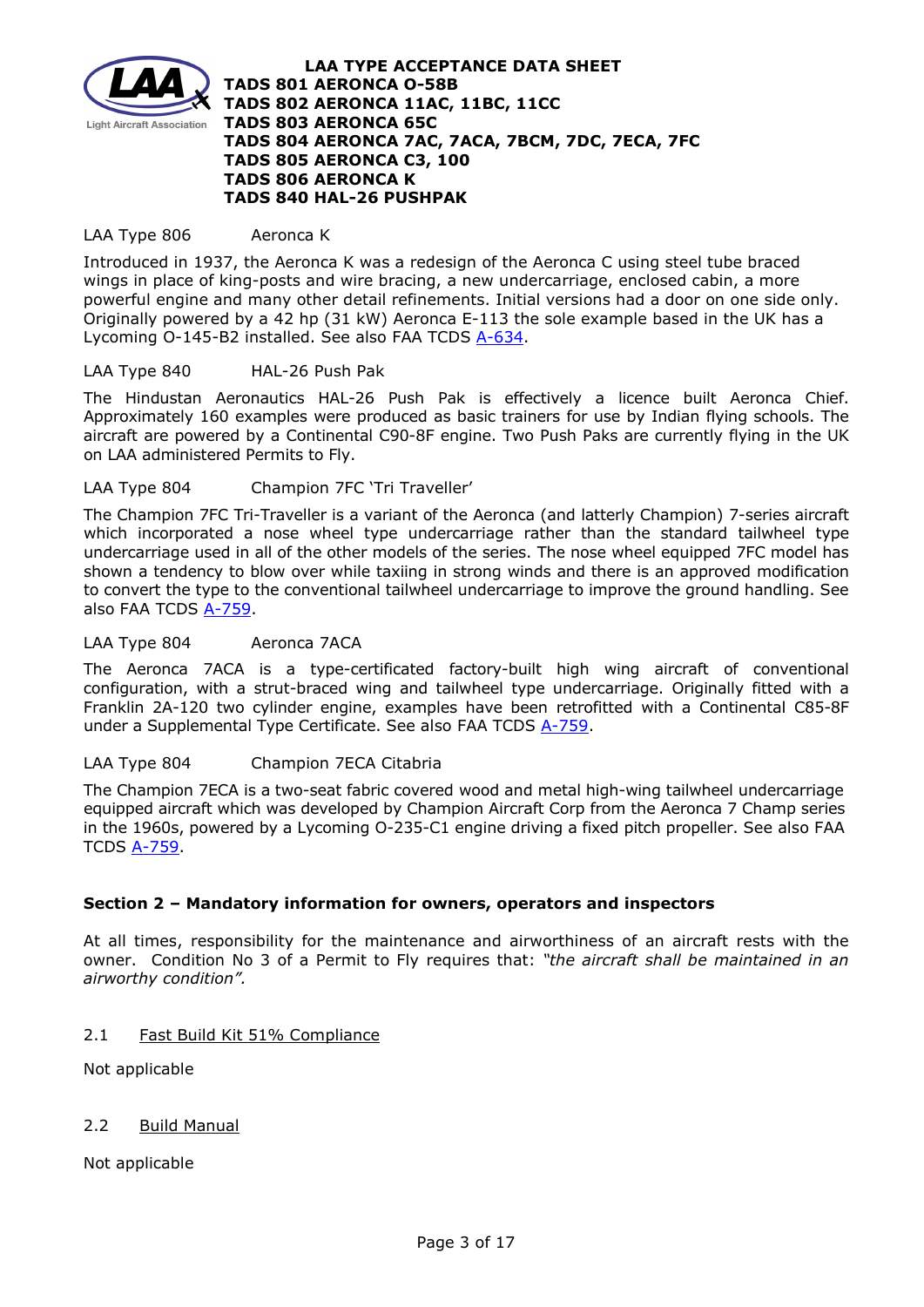LAA Type 806 Aeronca K

Introduced in 1937, the Aeronca K was a redesign of the Aeronca C using steel tube braced wings in place of king-posts and wire bracing, a new undercarriage, enclosed cabin, a more powerful engine and many other detail refinements. Initial versions had a door on one side only. Originally powered by a 42 hp (31 kW) Aeronca E-113 the sole example based in the UK has a Lycoming O-145-B2 installed. See also FAA TCDS A-634.

LAA Type 840 HAL-26 Push Pak

The Hindustan Aeronautics HAL-26 Push Pak is effectively a licence built Aeronca Chief. Approximately 160 examples were produced as basic trainers for use by Indian flying schools. The aircraft are powered by a Continental C90-8F engine. Two Push Paks are currently flying in the UK on LAA administered Permits to Fly.

LAA Type 804 Champion 7FC 'Tri Traveller'

The Champion 7FC Tri-Traveller is a variant of the Aeronca (and latterly Champion) 7-series aircraft which incorporated a nose wheel type undercarriage rather than the standard tailwheel type undercarriage used in all of the other models of the series. The nose wheel equipped 7FC model has shown a tendency to blow over while taxiing in strong winds and there is an approved modification to convert the type to the conventional tailwheel undercarriage to improve the ground handling. See also FAA TCDS A-759.

LAA Type 804 Aeronca 7ACA

The Aeronca 7ACA is a type-certificated factory-built high wing aircraft of conventional configuration, with a strut-braced wing and tailwheel type undercarriage. Originally fitted with a Franklin 2A-120 two cylinder engine, examples have been retrofitted with a Continental C85-8F under a Supplemental Type Certificate. See also FAA TCDS A-759.

LAA Type 804 Champion 7ECA Citabria

The Champion 7ECA is a two-seat fabric covered wood and metal high-wing tailwheel undercarriage equipped aircraft which was developed by Champion Aircraft Corp from the Aeronca 7 Champ series in the 1960s, powered by a Lycoming O-235-C1 engine driving a fixed pitch propeller. See also FAA TCDS A-759.

## Section 2 – Mandatory information for owners, operators and inspectors

At all times, responsibility for the maintenance and airworthiness of an aircraft rests with the owner. Condition No 3 of a Permit to Fly requires that: *"the aircraft shall be maintained in an airworthy condition".*

### 2.1 Fast Build Kit 51% Compliance

Not applicable

### 2.2 Build Manual

Not applicable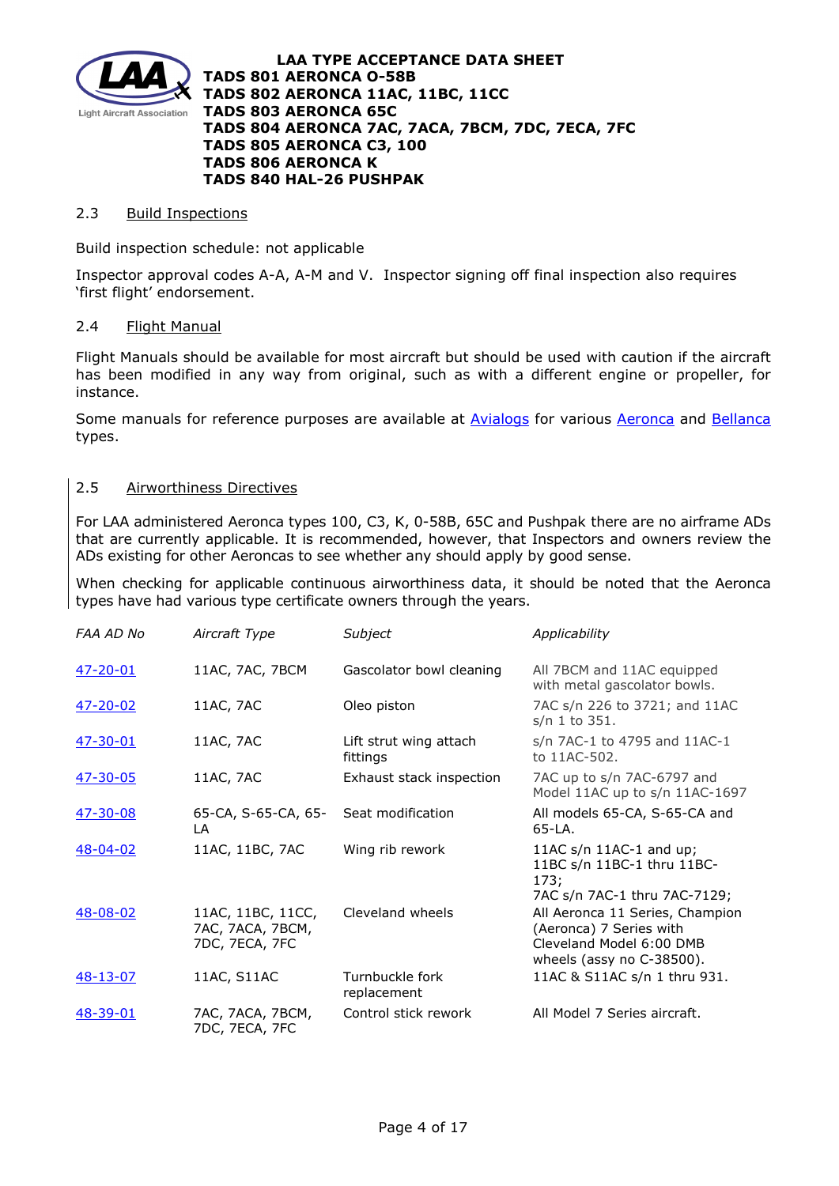### 2.3 Build Inspections

Build inspection schedule: not applicable

Inspector approval codes A-A, A-M and V. Inspector signing off final inspection also requires 'first flight' endorsement.

### 2.4 Flight Manual

Flight Manuals should be available for most aircraft but should be used with caution if the aircraft has been modified in any way from original, such as with a different engine or propeller, for instance.

Some manuals for reference purposes are available at Avialogs for various Aeronca and Bellanca types.

### 2.5 Airworthiness Directives

For LAA administered Aeronca types 100, C3, K, 0-58B, 65C and Pushpak there are no airframe ADs that are currently applicable. It is recommended, however, that Inspectors and owners review the ADs existing for other Aeroncas to see whether any should apply by good sense.

When checking for applicable continuous airworthiness data, it should be noted that the Aeronca types have had various type certificate owners through the years.

| *FAA AD No* | *Aircraft Type* | *Subject* | *Applicability* |
|---|---|---|---|
| 47-20-01 | 11AC, 7AC, 7BCM | Gascolator bowl cleaning | All 7BCM and 11AC equipped with metal gascolator bowls. |
| 47-20-02 | 11AC, 7AC | Oleo piston | 7AC s/n 226 to 3721; and 11AC s/n 1 to 351. |
| 47-30-01 | 11AC, 7AC | Lift strut wing attach fittings | s/n 7AC-1 to 4795 and 11AC-1 to 11AC-502. |
| 47-30-05 | 11AC, 7AC | Exhaust stack inspection | 7AC up to s/n 7AC-6797 and Model 11AC up to s/n 11AC-1697 |
| 47-30-08 | 65-CA, S-65-CA, 65-LA | Seat modification | All models 65-CA, S-65-CA and 65-LA. |
| 48-04-02 | 11AC, 11BC, 7AC | Wing rib rework | 11AC s/n 11AC-1 and up; 11BC s/n 11BC-1 thru 11BC-173; 7AC s/n 7AC-1 thru 7AC-7129; |
| 48-08-02 | 11AC, 11BC, 11CC, 7AC, 7ACA, 7BCM, 7DC, 7ECA, 7FC | Cleveland wheels | All Aeronca 11 Series, Champion (Aeronca) 7 Series with Cleveland Model 6:00 DMB wheels (assy no C-38500). |
| 48-13-07 | 11AC, S11AC | Turnbuckle fork replacement | 11AC & S11AC s/n 1 thru 931. |
| 48-39-01 | 7AC, 7ACA, 7BCM, 7DC, 7ECA, 7FC | Control stick rework | All Model 7 Series aircraft. |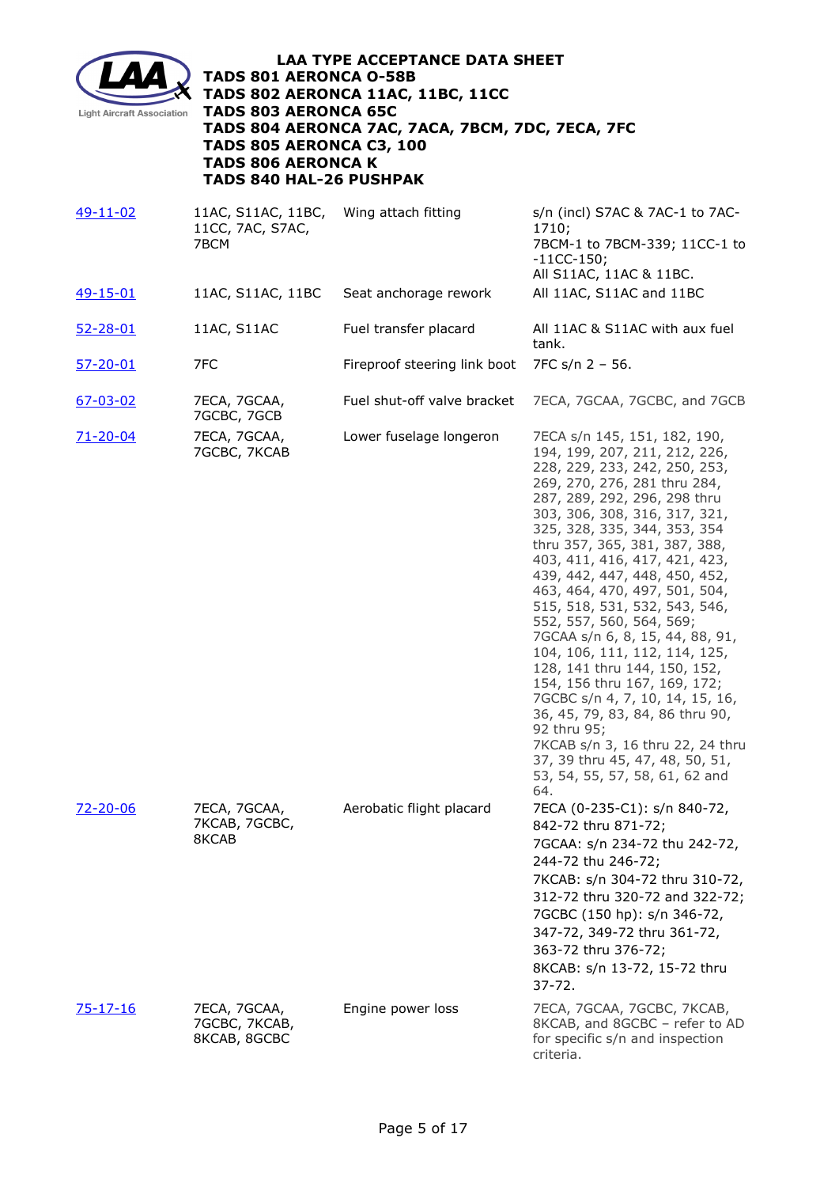**LAA TYPE ACCEPTANCE DATA SHEET**
**TADS 801 AERONCA O-58B**
**TADS 802 AERONCA 11AC, 11BC, 11CC**
**TADS 803 AERONCA 65C**
**TADS 804 AERONCA 7AC, 7ACA, 7BCM, 7DC, 7ECA, 7FC**
**TADS 805 AERONCA C3, 100**
**TADS 806 AERONCA K**
**TADS 840 HAL-26 PUSHPAK**

| | | | |
|---|---|---|---|
| 49-11-02 | 11AC, S11AC, 11BC, 11CC, 7AC, S7AC, 7BCM | Wing attach fitting | s/n (incl) S7AC & 7AC-1 to 7AC-1710; 7BCM-1 to 7BCM-339; 11CC-1 to -11CC-150; All S11AC, 11AC & 11BC. |
| 49-15-01 | 11AC, S11AC, 11BC | Seat anchorage rework | All 11AC, S11AC and 11BC |
| 52-28-01 | 11AC, S11AC | Fuel transfer placard | All 11AC & S11AC with aux fuel tank. |
| 57-20-01 | 7FC | Fireproof steering link boot | 7FC s/n 2 – 56. |
| 67-03-02 | 7ECA, 7GCAA, 7GCBC, 7GCB | Fuel shut-off valve bracket | 7ECA, 7GCAA, 7GCBC, and 7GCB |
| 71-20-04 | 7ECA, 7GCAA, 7GCBC, 7KCAB | Lower fuselage longeron | 7ECA s/n 145, 151, 182, 190, 194, 199, 207, 211, 212, 226, 228, 229, 233, 242, 250, 253, 269, 270, 276, 281 thru 284, 287, 289, 292, 296, 298 thru 303, 306, 308, 316, 317, 321, 325, 328, 335, 344, 353, 354 thru 357, 365, 381, 387, 388, 403, 411, 416, 417, 421, 423, 439, 442, 447, 448, 450, 452, 463, 464, 470, 497, 501, 504, 515, 518, 531, 532, 543, 546, 552, 557, 560, 564, 569; 7GCAA s/n 6, 8, 15, 44, 88, 91, 104, 106, 111, 112, 114, 125, 128, 141 thru 144, 150, 152, 154, 156 thru 167, 169, 172; 7GCBC s/n 4, 7, 10, 14, 15, 16, 36, 45, 79, 83, 84, 86 thru 90, 92 thru 95; 7KCAB s/n 3, 16 thru 22, 24 thru 37, 39 thru 45, 47, 48, 50, 51, 53, 54, 55, 57, 58, 61, 62 and 64. |
| 72-20-06 | 7ECA, 7GCAA, 7KCAB, 7GCBC, 8KCAB | Aerobatic flight placard | 7ECA (0-235-C1): s/n 840-72, 842-72 thru 871-72; 7GCAA: s/n 234-72 thu 242-72, 244-72 thu 246-72; 7KCAB: s/n 304-72 thru 310-72, 312-72 thru 320-72 and 322-72; 7GCBC (150 hp): s/n 346-72, 347-72, 349-72 thru 361-72, 363-72 thru 376-72; 8KCAB: s/n 13-72, 15-72 thru 37-72. |
| 75-17-16 | 7ECA, 7GCAA, 7GCBC, 7KCAB, 8KCAB, 8GCBC | Engine power loss | 7ECA, 7GCAA, 7GCBC, 7KCAB, 8KCAB, and 8GCBC – refer to AD for specific s/n and inspection criteria. |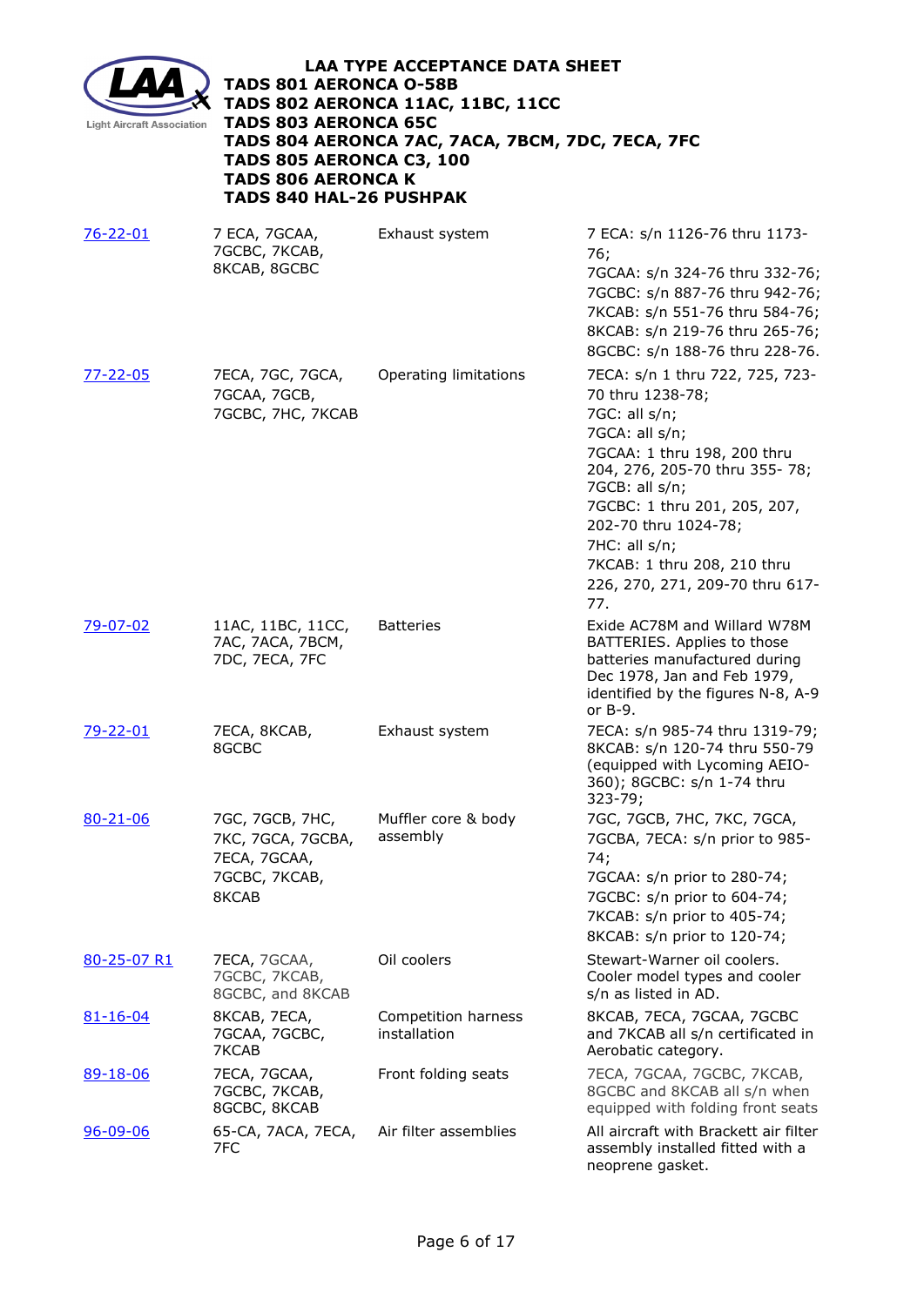**LAA TYPE ACCEPTANCE DATA SHEET**
**TADS 801 AERONCA O-58B**
**TADS 802 AERONCA 11AC, 11BC, 11CC**
**TADS 803 AERONCA 65C**
**TADS 804 AERONCA 7AC, 7ACA, 7BCM, 7DC, 7ECA, 7FC**
**TADS 805 AERONCA C3, 100**
**TADS 806 AERONCA K**
**TADS 840 HAL-26 PUSHPAK**

| | | | |
|---|---|---|---|
| 76-22-01 | 7 ECA, 7GCAA, 7GCBC, 7KCAB, 8KCAB, 8GCBC | Exhaust system | 7 ECA: s/n 1126-76 thru 1173-76; 7GCAA: s/n 324-76 thru 332-76; 7GCBC: s/n 887-76 thru 942-76; 7KCAB: s/n 551-76 thru 584-76; 8KCAB: s/n 219-76 thru 265-76; 8GCBC: s/n 188-76 thru 228-76. |
| 77-22-05 | 7ECA, 7GC, 7GCA, 7GCAA, 7GCB, 7GCBC, 7HC, 7KCAB | Operating limitations | 7ECA: s/n 1 thru 722, 725, 723-70 thru 1238-78; 7GC: all s/n; 7GCA: all s/n; 7GCAA: 1 thru 198, 200 thru 204, 276, 205-70 thru 355- 78; 7GCB: all s/n; 7GCBC: 1 thru 201, 205, 207, 202-70 thru 1024-78; 7HC: all s/n; 7KCAB: 1 thru 208, 210 thru 226, 270, 271, 209-70 thru 617-77. |
| 79-07-02 | 11AC, 11BC, 11CC, 7AC, 7ACA, 7BCM, 7DC, 7ECA, 7FC | Batteries | Exide AC78M and Willard W78M BATTERIES. Applies to those batteries manufactured during Dec 1978, Jan and Feb 1979, identified by the figures N-8, A-9 or B-9. |
| 79-22-01 | 7ECA, 8KCAB, 8GCBC | Exhaust system | 7ECA: s/n 985-74 thru 1319-79; 8KCAB: s/n 120-74 thru 550-79 (equipped with Lycoming AEIO-360); 8GCBC: s/n 1-74 thru 323-79; |
| 80-21-06 | 7GC, 7GCB, 7HC, 7KC, 7GCA, 7GCBA, 7ECA, 7GCAA, 7GCBC, 7KCAB, 8KCAB | Muffler core & body assembly | 7GC, 7GCB, 7HC, 7KC, 7GCA, 7GCBA, 7ECA: s/n prior to 985-74; 7GCAA: s/n prior to 280-74; 7GCBC: s/n prior to 604-74; 7KCAB: s/n prior to 405-74; 8KCAB: s/n prior to 120-74; |
| 80-25-07 R1 | 7ECA, 7GCAA, 7GCBC, 7KCAB, 8GCBC, and 8KCAB | Oil coolers | Stewart-Warner oil coolers. Cooler model types and cooler s/n as listed in AD. |
| 81-16-04 | 8KCAB, 7ECA, 7GCAA, 7GCBC, 7KCAB | Competition harness installation | 8KCAB, 7ECA, 7GCAA, 7GCBC and 7KCAB all s/n certificated in Aerobatic category. |
| 89-18-06 | 7ECA, 7GCAA, 7GCBC, 7KCAB, 8GCBC, 8KCAB | Front folding seats | 7ECA, 7GCAA, 7GCBC, 7KCAB, 8GCBC and 8KCAB all s/n when equipped with folding front seats |
| 96-09-06 | 65-CA, 7ACA, 7ECA, 7FC | Air filter assemblies | All aircraft with Brackett air filter assembly installed fitted with a neoprene gasket. |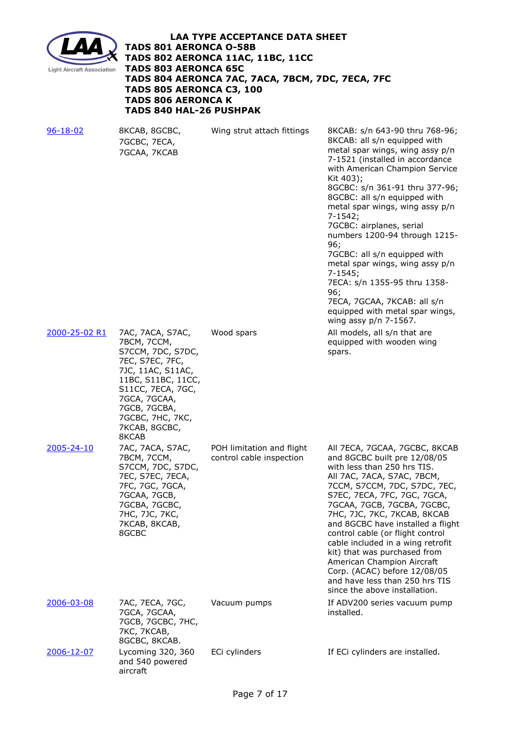**LAA TYPE ACCEPTANCE DATA SHEET**
**TADS 801 AERONCA O-58B**
**TADS 802 AERONCA 11AC, 11BC, 11CC**
**TADS 803 AERONCA 65C**
**TADS 804 AERONCA 7AC, 7ACA, 7BCM, 7DC, 7ECA, 7FC**
**TADS 805 AERONCA C3, 100**
**TADS 806 AERONCA K**
**TADS 840 HAL-26 PUSHPAK**

| | | | |
|---|---|---|---|
| 96-18-02 | 8KCAB, 8GCBC, 7GCBC, 7ECA, 7GCAA, 7KCAB | Wing strut attach fittings | 8KCAB: s/n 643-90 thru 768-96; 8KCAB: all s/n equipped with metal spar wings, wing assy p/n 7-1521 (installed in accordance with American Champion Service Kit 403); 8GCBC: s/n 361-91 thru 377-96; 8GCBC: all s/n equipped with metal spar wings, wing assy p/n 7-1542; 7GCBC: airplanes, serial numbers 1200-94 through 1215-96; 7GCBC: all s/n equipped with metal spar wings, wing assy p/n 7-1545; 7ECA: s/n 1355-95 thru 1358-96; 7ECA, 7GCAA, 7KCAB: all s/n equipped with metal spar wings, wing assy p/n 7-1567. |
| 2000-25-02 R1 | 7AC, 7ACA, S7AC, 7BCM, 7CCM, S7CCM, 7DC, S7DC, 7EC, S7EC, 7FC, 7JC, 11AC, S11AC, 11BC, S11BC, 11CC, S11CC, 7ECA, 7GC, 7GCA, 7GCAA, 7GCB, 7GCBA, 7GCBC, 7HC, 7KC, 7KCAB, 8GCBC, 8KCAB | Wood spars | All models, all s/n that are equipped with wooden wing spars. |
| 2005-24-10 | 7AC, 7ACA, S7AC, 7BCM, 7CCM, S7CCM, 7DC, S7DC, 7EC, S7EC, 7ECA, 7FC, 7GC, 7GCA, 7GCAA, 7GCB, 7GCBA, 7GCBC, 7HC, 7JC, 7KC, 7KCAB, 8KCAB, 8GCBC | POH limitation and flight control cable inspection | All 7ECA, 7GCAA, 7GCBC, 8KCAB and 8GCBC built pre 12/08/05 with less than 250 hrs TIS. All 7AC, 7ACA, S7AC, 7BCM, 7CCM, S7CCM, 7DC, S7DC, 7EC, S7EC, 7ECA, 7FC, 7GC, 7GCA, 7GCAA, 7GCB, 7GCBA, 7GCBC, 7HC, 7JC, 7KC, 7KCAB, 8KCAB and 8GCBC have installed a flight control cable (or flight control cable included in a wing retrofit kit) that was purchased from American Champion Aircraft Corp. (ACAC) before 12/08/05 and have less than 250 hrs TIS since the above installation. |
| 2006-03-08 | 7AC, 7ECA, 7GC, 7GCA, 7GCAA, 7GCB, 7GCBC, 7HC, 7KC, 7KCAB, 8GCBC, 8KCAB. | Vacuum pumps | If ADV200 series vacuum pump installed. |
| 2006-12-07 | Lycoming 320, 360 and 540 powered aircraft | ECi cylinders | If ECi cylinders are installed. |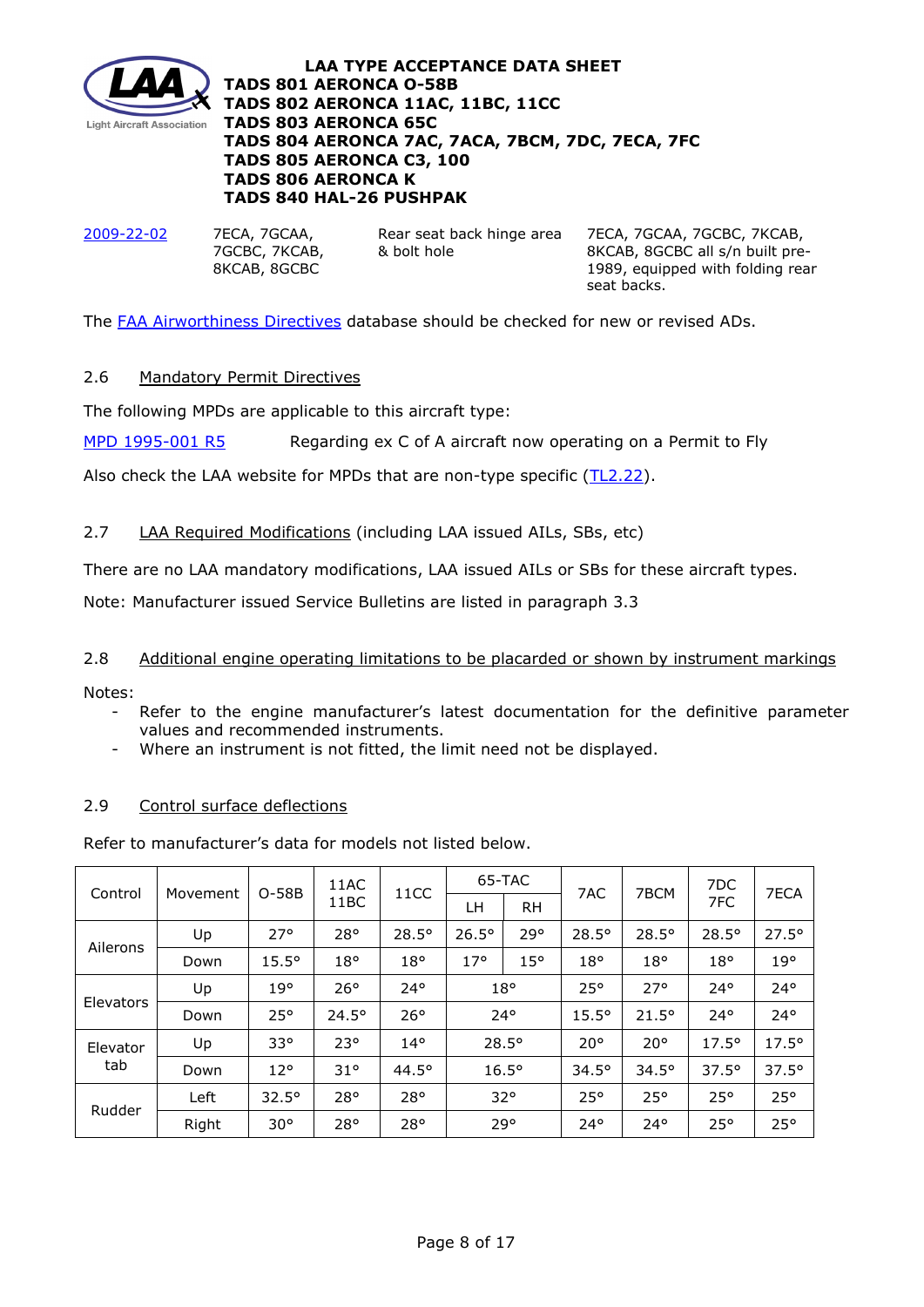# LAA TYPE ACCEPTANCE DATA SHEET
## TADS 801 AERONCA O-58B
## TADS 802 AERONCA 11AC, 11BC, 11CC
## TADS 803 AERONCA 65C
## TADS 804 AERONCA 7AC, 7ACA, 7BCM, 7DC, 7ECA, 7FC
## TADS 805 AERONCA C3, 100
## TADS 806 AERONCA K
## TADS 840 HAL-26 PUSHPAK

| | | | |
|---|---|---|---|
| 2009-22-02 | 7ECA, 7GCAA, 7GCBC, 7KCAB, 8KCAB, 8GCBC | Rear seat back hinge area & bolt hole | 7ECA, 7GCAA, 7GCBC, 7KCAB, 8KCAB, 8GCBC all s/n built pre-1989, equipped with folding rear seat backs. |

The FAA Airworthiness Directives database should be checked for new or revised ADs.

### 2.6 Mandatory Permit Directives

The following MPDs are applicable to this aircraft type:

MPD 1995-001 R5 Regarding ex C of A aircraft now operating on a Permit to Fly

Also check the LAA website for MPDs that are non-type specific (TL2.22).

### 2.7 LAA Required Modifications (including LAA issued AILs, SBs, etc)

There are no LAA mandatory modifications, LAA issued AILs or SBs for these aircraft types.

Note: Manufacturer issued Service Bulletins are listed in paragraph 3.3

### 2.8 Additional engine operating limitations to be placarded or shown by instrument markings

Notes:

- Refer to the engine manufacturer's latest documentation for the definitive parameter values and recommended instruments.
- Where an instrument is not fitted, the limit need not be displayed.

### 2.9 Control surface deflections

Refer to manufacturer's data for models not listed below.

| Control | Movement | O-58B | 11AC 11BC | 11CC | 65-TAC | | 7AC | 7BCM | 7DC 7FC | 7ECA |
|---|---|---|---|---|---|---|---|---|---|---|
| | | | | | LH | RH | | | | |
| Ailerons | Up | 27° | 28° | 28.5° | 26.5° | 29° | 28.5° | 28.5° | 28.5° | 27.5° |
| | Down | 15.5° | 18° | 18° | 17° | 15° | 18° | 18° | 18° | 19° |
| Elevators | Up | 19° | 26° | 24° | 18° | | 25° | 27° | 24° | 24° |
| | Down | 25° | 24.5° | 26° | 24° | | 15.5° | 21.5° | 24° | 24° |
| Elevator tab | Up | 33° | 23° | 14° | 28.5° | | 20° | 20° | 17.5° | 17.5° |
| | Down | 12° | 31° | 44.5° | 16.5° | | 34.5° | 34.5° | 37.5° | 37.5° |
| Rudder | Left | 32.5° | 28° | 28° | 32° | | 25° | 25° | 25° | 25° |
| | Right | 30° | 28° | 28° | 29° | | 24° | 24° | 25° | 25° |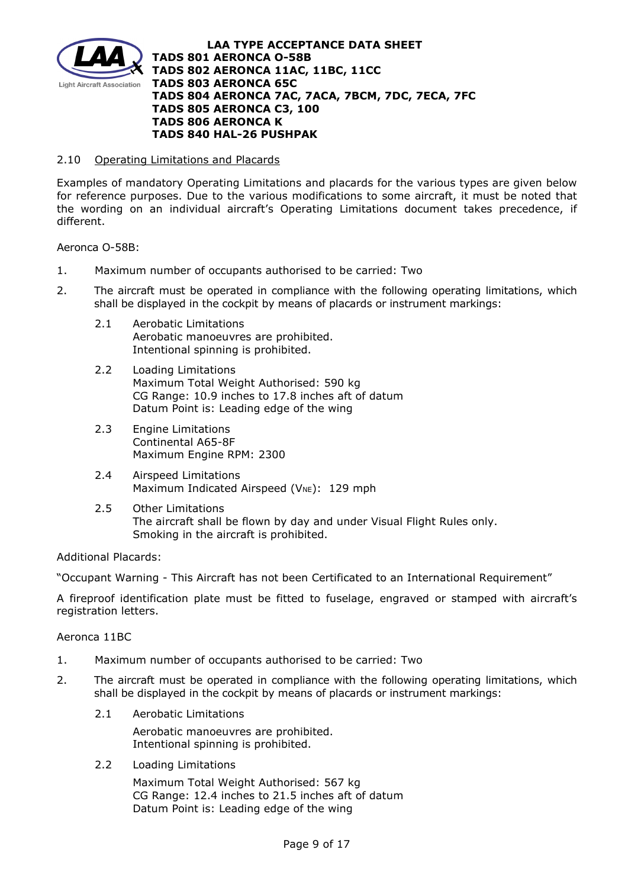### 2.10 Operating Limitations and Placards

Examples of mandatory Operating Limitations and placards for the various types are given below for reference purposes. Due to the various modifications to some aircraft, it must be noted that the wording on an individual aircraft's Operating Limitations document takes precedence, if different.

Aeronca O-58B:

1. Maximum number of occupants authorised to be carried: Two
2. The aircraft must be operated in compliance with the following operating limitations, which shall be displayed in the cockpit by means of placards or instrument markings:

    2.1 Aerobatic Limitations
    Aerobatic manoeuvres are prohibited.
    Intentional spinning is prohibited.

    2.2 Loading Limitations
    Maximum Total Weight Authorised: 590 kg
    CG Range: 10.9 inches to 17.8 inches aft of datum
    Datum Point is: Leading edge of the wing

    2.3 Engine Limitations
    Continental A65-8F
    Maximum Engine RPM: 2300

    2.4 Airspeed Limitations
    Maximum Indicated Airspeed ($V_{NE}$): 129 mph

    2.5 Other Limitations
    The aircraft shall be flown by day and under Visual Flight Rules only.
    Smoking in the aircraft is prohibited.

Additional Placards:

"Occupant Warning - This Aircraft has not been Certificated to an International Requirement"

A fireproof identification plate must be fitted to fuselage, engraved or stamped with aircraft's registration letters.

Aeronca 11BC

1. Maximum number of occupants authorised to be carried: Two
2. The aircraft must be operated in compliance with the following operating limitations, which shall be displayed in the cockpit by means of placards or instrument markings:

    2.1 Aerobatic Limitations

    Aerobatic manoeuvres are prohibited.
    Intentional spinning is prohibited.

    2.2 Loading Limitations

    Maximum Total Weight Authorised: 567 kg
    CG Range: 12.4 inches to 21.5 inches aft of datum
    Datum Point is: Leading edge of the wing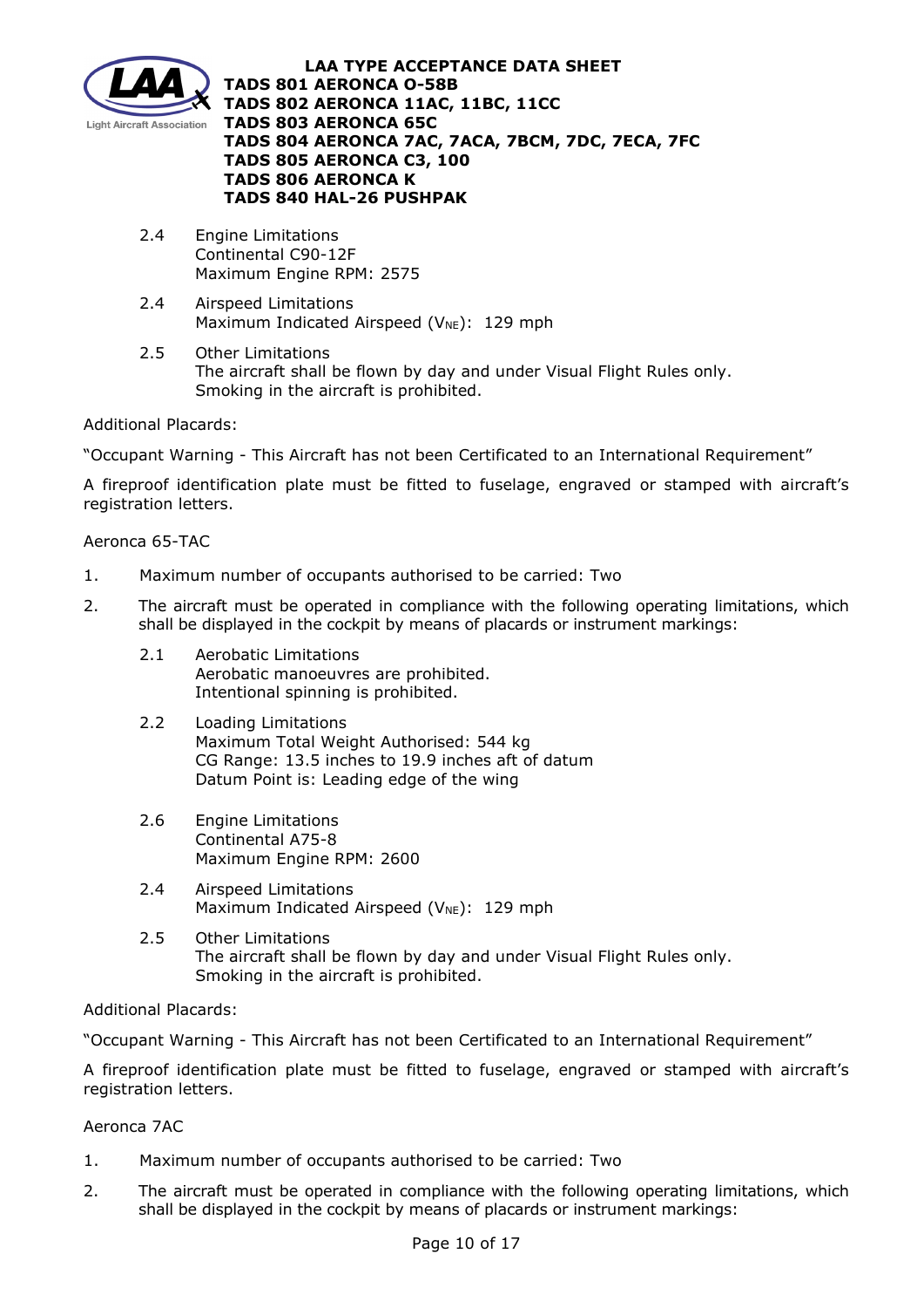2.4 Engine Limitations
Continental C90-12F
Maximum Engine RPM: 2575

2.4 Airspeed Limitations
Maximum Indicated Airspeed ($V_{NE}$): 129 mph

2.5 Other Limitations
The aircraft shall be flown by day and under Visual Flight Rules only.
Smoking in the aircraft is prohibited.

Additional Placards:

"Occupant Warning - This Aircraft has not been Certificated to an International Requirement"

A fireproof identification plate must be fitted to fuselage, engraved or stamped with aircraft's registration letters.

Aeronca 65-TAC

1. Maximum number of occupants authorised to be carried: Two

2. The aircraft must be operated in compliance with the following operating limitations, which shall be displayed in the cockpit by means of placards or instrument markings:

   2.1 Aerobatic Limitations
   Aerobatic manoeuvres are prohibited.
   Intentional spinning is prohibited.

   2.2 Loading Limitations
   Maximum Total Weight Authorised: 544 kg
   CG Range: 13.5 inches to 19.9 inches aft of datum
   Datum Point is: Leading edge of the wing

   2.6 Engine Limitations
   Continental A75-8
   Maximum Engine RPM: 2600

   2.4 Airspeed Limitations
   Maximum Indicated Airspeed ($V_{NE}$): 129 mph

   2.5 Other Limitations
   The aircraft shall be flown by day and under Visual Flight Rules only.
   Smoking in the aircraft is prohibited.

Additional Placards:

"Occupant Warning - This Aircraft has not been Certificated to an International Requirement"

A fireproof identification plate must be fitted to fuselage, engraved or stamped with aircraft's registration letters.

Aeronca 7AC

1. Maximum number of occupants authorised to be carried: Two

2. The aircraft must be operated in compliance with the following operating limitations, which shall be displayed in the cockpit by means of placards or instrument markings: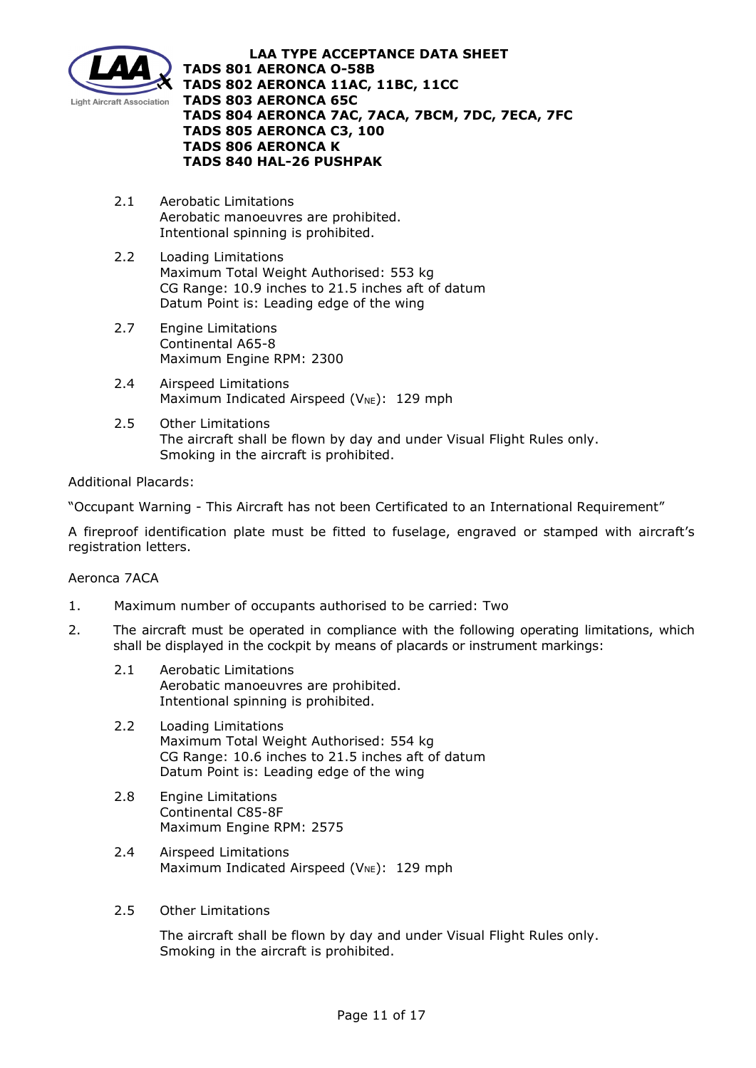2.1 Aerobatic Limitations
Aerobatic manoeuvres are prohibited.
Intentional spinning is prohibited.

2.2 Loading Limitations
Maximum Total Weight Authorised: 553 kg
CG Range: 10.9 inches to 21.5 inches aft of datum
Datum Point is: Leading edge of the wing

2.7 Engine Limitations
Continental A65-8
Maximum Engine RPM: 2300

2.4 Airspeed Limitations
Maximum Indicated Airspeed ($V_{NE}$): 129 mph

2.5 Other Limitations
The aircraft shall be flown by day and under Visual Flight Rules only.
Smoking in the aircraft is prohibited.

Additional Placards:

"Occupant Warning - This Aircraft has not been Certificated to an International Requirement"

A fireproof identification plate must be fitted to fuselage, engraved or stamped with aircraft's registration letters.

Aeronca 7ACA

1. Maximum number of occupants authorised to be carried: Two
2. The aircraft must be operated in compliance with the following operating limitations, which shall be displayed in the cockpit by means of placards or instrument markings:

2.1 Aerobatic Limitations
Aerobatic manoeuvres are prohibited.
Intentional spinning is prohibited.

2.2 Loading Limitations
Maximum Total Weight Authorised: 554 kg
CG Range: 10.6 inches to 21.5 inches aft of datum
Datum Point is: Leading edge of the wing

2.8 Engine Limitations
Continental C85-8F
Maximum Engine RPM: 2575

2.4 Airspeed Limitations
Maximum Indicated Airspeed ($V_{NE}$): 129 mph

2.5 Other Limitations

The aircraft shall be flown by day and under Visual Flight Rules only.
Smoking in the aircraft is prohibited.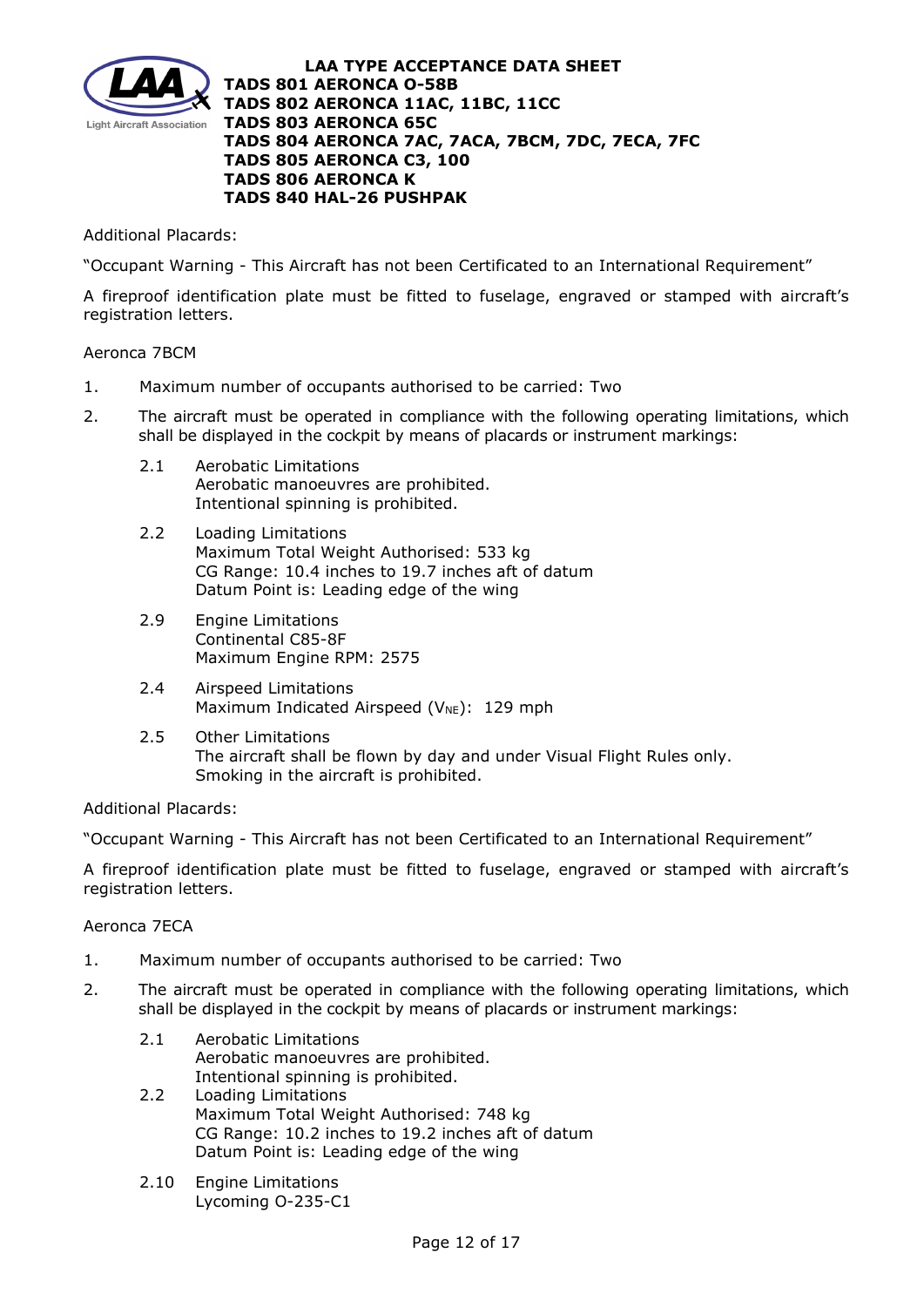Additional Placards:

"Occupant Warning - This Aircraft has not been Certificated to an International Requirement"

A fireproof identification plate must be fitted to fuselage, engraved or stamped with aircraft's registration letters.

Aeronca 7BCM

1. Maximum number of occupants authorised to be carried: Two
2. The aircraft must be operated in compliance with the following operating limitations, which shall be displayed in the cockpit by means of placards or instrument markings:

   2.1 Aerobatic Limitations
   Aerobatic manoeuvres are prohibited.
   Intentional spinning is prohibited.

   2.2 Loading Limitations
   Maximum Total Weight Authorised: 533 kg
   CG Range: 10.4 inches to 19.7 inches aft of datum
   Datum Point is: Leading edge of the wing

   2.9 Engine Limitations
   Continental C85-8F
   Maximum Engine RPM: 2575

   2.4 Airspeed Limitations
   Maximum Indicated Airspeed ($V_{NE}$): 129 mph

   2.5 Other Limitations
   The aircraft shall be flown by day and under Visual Flight Rules only.
   Smoking in the aircraft is prohibited.

Additional Placards:

"Occupant Warning - This Aircraft has not been Certificated to an International Requirement"

A fireproof identification plate must be fitted to fuselage, engraved or stamped with aircraft's registration letters.

Aeronca 7ECA

1. Maximum number of occupants authorised to be carried: Two
2. The aircraft must be operated in compliance with the following operating limitations, which shall be displayed in the cockpit by means of placards or instrument markings:

   2.1 Aerobatic Limitations
   Aerobatic manoeuvres are prohibited.
   Intentional spinning is prohibited.

   2.2 Loading Limitations
   Maximum Total Weight Authorised: 748 kg
   CG Range: 10.2 inches to 19.2 inches aft of datum
   Datum Point is: Leading edge of the wing

   2.10 Engine Limitations
   Lycoming O-235-C1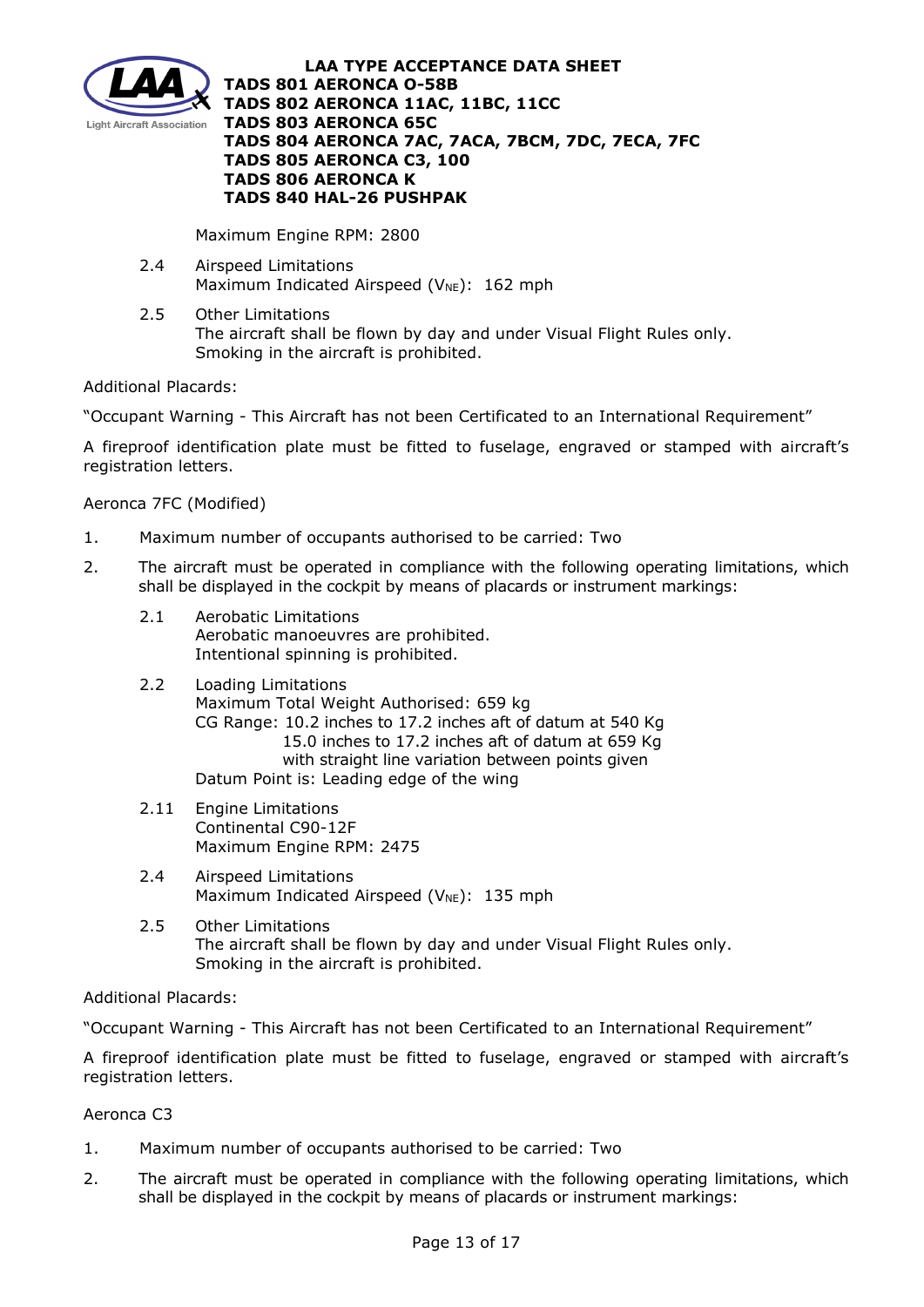Maximum Engine RPM: 2800

2.4 Airspeed Limitations
Maximum Indicated Airspeed ($V_{NE}$): 162 mph

2.5 Other Limitations
The aircraft shall be flown by day and under Visual Flight Rules only.
Smoking in the aircraft is prohibited.

Additional Placards:

"Occupant Warning - This Aircraft has not been Certificated to an International Requirement"

A fireproof identification plate must be fitted to fuselage, engraved or stamped with aircraft's registration letters.

Aeronca 7FC (Modified)

1. Maximum number of occupants authorised to be carried: Two

2. The aircraft must be operated in compliance with the following operating limitations, which shall be displayed in the cockpit by means of placards or instrument markings:

2.1 Aerobatic Limitations
Aerobatic manoeuvres are prohibited.
Intentional spinning is prohibited.

2.2 Loading Limitations
Maximum Total Weight Authorised: 659 kg
CG Range: 10.2 inches to 17.2 inches aft of datum at 540 Kg
15.0 inches to 17.2 inches aft of datum at 659 Kg
with straight line variation between points given
Datum Point is: Leading edge of the wing

2.11 Engine Limitations
Continental C90-12F
Maximum Engine RPM: 2475

2.4 Airspeed Limitations
Maximum Indicated Airspeed ($V_{NE}$): 135 mph

2.5 Other Limitations
The aircraft shall be flown by day and under Visual Flight Rules only.
Smoking in the aircraft is prohibited.

Additional Placards:

"Occupant Warning - This Aircraft has not been Certificated to an International Requirement"

A fireproof identification plate must be fitted to fuselage, engraved or stamped with aircraft's registration letters.

Aeronca C3

1. Maximum number of occupants authorised to be carried: Two

2. The aircraft must be operated in compliance with the following operating limitations, which shall be displayed in the cockpit by means of placards or instrument markings: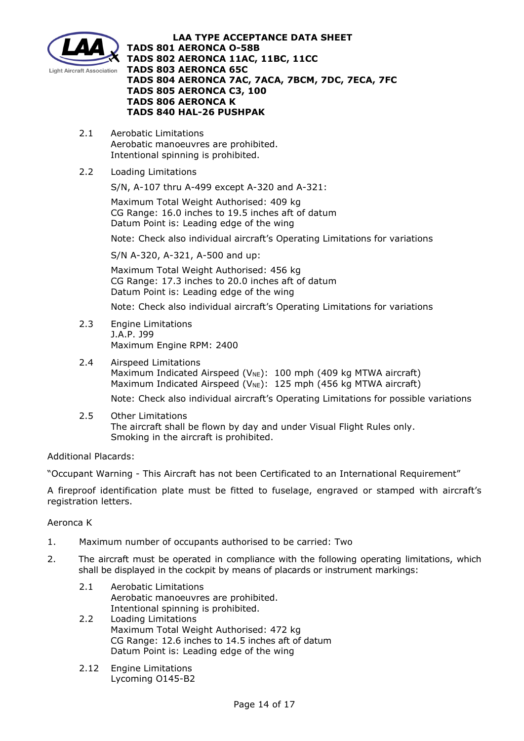2.1 Aerobatic Limitations
Aerobatic manoeuvres are prohibited.
Intentional spinning is prohibited.

2.2 Loading Limitations

S/N, A-107 thru A-499 except A-320 and A-321:

Maximum Total Weight Authorised: 409 kg
CG Range: 16.0 inches to 19.5 inches aft of datum
Datum Point is: Leading edge of the wing

Note: Check also individual aircraft's Operating Limitations for variations

S/N A-320, A-321, A-500 and up:

Maximum Total Weight Authorised: 456 kg
CG Range: 17.3 inches to 20.0 inches aft of datum
Datum Point is: Leading edge of the wing

Note: Check also individual aircraft's Operating Limitations for variations

2.3 Engine Limitations
J.A.P. J99
Maximum Engine RPM: 2400

2.4 Airspeed Limitations
Maximum Indicated Airspeed ($V_{NE}$): 100 mph (409 kg MTWA aircraft)
Maximum Indicated Airspeed ($V_{NE}$): 125 mph (456 kg MTWA aircraft)

Note: Check also individual aircraft's Operating Limitations for possible variations

2.5 Other Limitations
The aircraft shall be flown by day and under Visual Flight Rules only.
Smoking in the aircraft is prohibited.

Additional Placards:

"Occupant Warning - This Aircraft has not been Certificated to an International Requirement"

A fireproof identification plate must be fitted to fuselage, engraved or stamped with aircraft's registration letters.

Aeronca K

1. Maximum number of occupants authorised to be carried: Two

2. The aircraft must be operated in compliance with the following operating limitations, which shall be displayed in the cockpit by means of placards or instrument markings:

2.1 Aerobatic Limitations
Aerobatic manoeuvres are prohibited.
Intentional spinning is prohibited.

2.2 Loading Limitations
Maximum Total Weight Authorised: 472 kg
CG Range: 12.6 inches to 14.5 inches aft of datum
Datum Point is: Leading edge of the wing

2.12 Engine Limitations
Lycoming O145-B2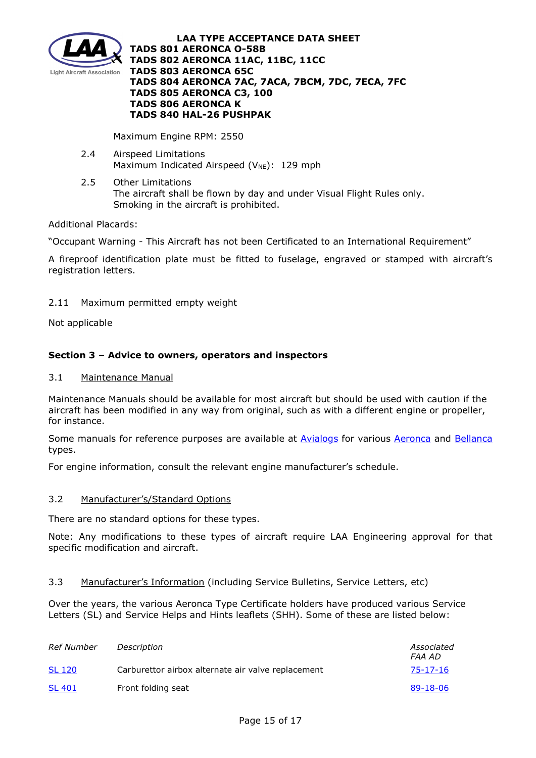Maximum Engine RPM: 2550

2.4 Airspeed Limitations
Maximum Indicated Airspeed ($V_{NE}$): 129 mph

2.5 Other Limitations
The aircraft shall be flown by day and under Visual Flight Rules only.
Smoking in the aircraft is prohibited.

Additional Placards:

"Occupant Warning - This Aircraft has not been Certificated to an International Requirement"

A fireproof identification plate must be fitted to fuselage, engraved or stamped with aircraft's registration letters.

2.11 Maximum permitted empty weight

Not applicable

## Section 3 – Advice to owners, operators and inspectors

3.1 Maintenance Manual

Maintenance Manuals should be available for most aircraft but should be used with caution if the aircraft has been modified in any way from original, such as with a different engine or propeller, for instance.

Some manuals for reference purposes are available at Avialogs for various Aeronca and Bellanca types.

For engine information, consult the relevant engine manufacturer's schedule.

3.2 Manufacturer's/Standard Options

There are no standard options for these types.

Note: Any modifications to these types of aircraft require LAA Engineering approval for that specific modification and aircraft.

3.3 Manufacturer's Information (including Service Bulletins, Service Letters, etc)

Over the years, the various Aeronca Type Certificate holders have produced various Service Letters (SL) and Service Helps and Hints leaflets (SHH). Some of these are listed below:

| *Ref Number* | *Description* | *Associated FAA AD* |
|---|---|---|
| SL 120 | Carburettor airbox alternate air valve replacement | 75-17-16 |
| SL 401 | Front folding seat | 89-18-06 |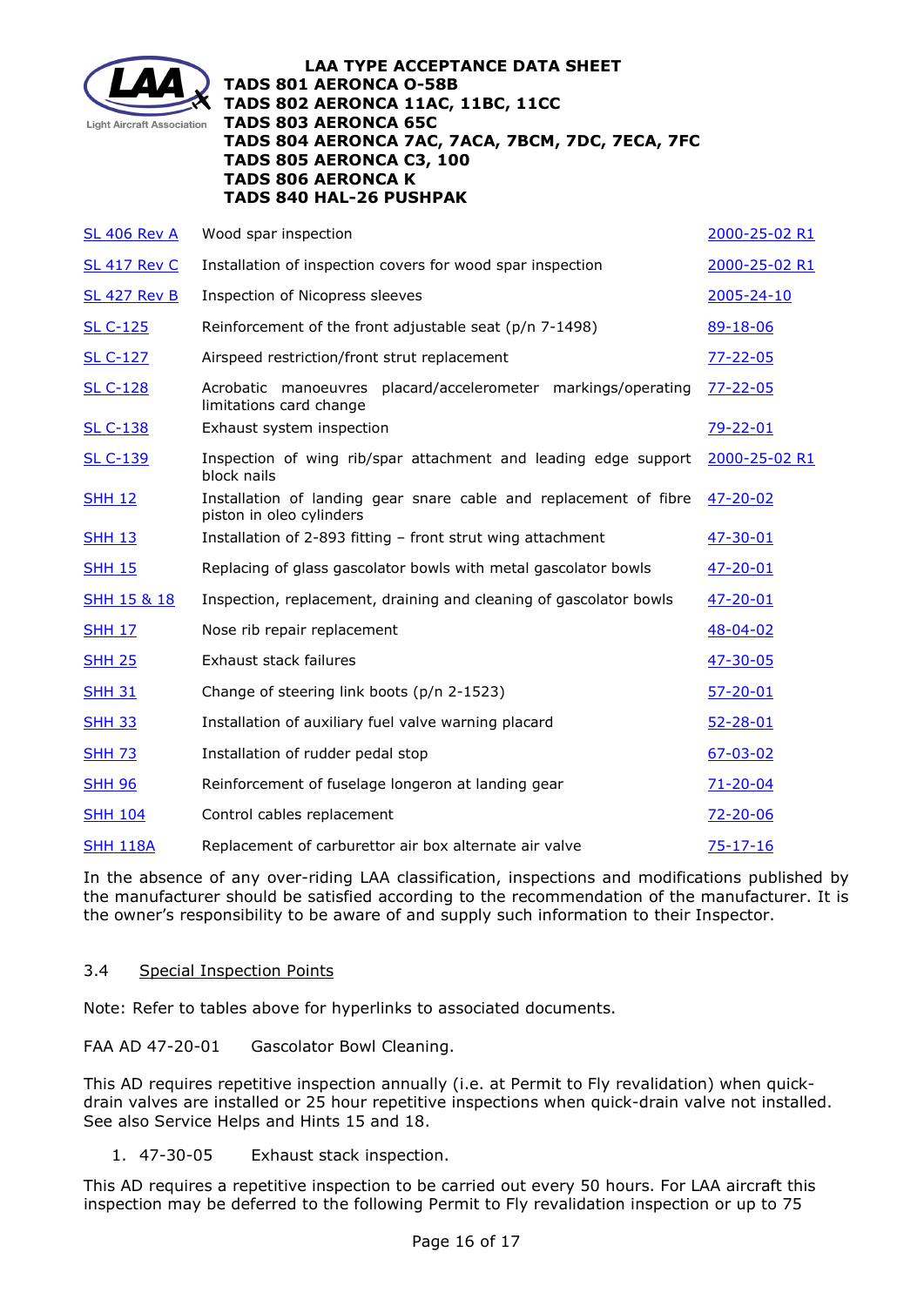| | | |
|---|---|---|
| SL 406 Rev A | Wood spar inspection | 2000-25-02 R1 |
| SL 417 Rev C | Installation of inspection covers for wood spar inspection | 2000-25-02 R1 |
| SL 427 Rev B | Inspection of Nicopress sleeves | 2005-24-10 |
| SL C-125 | Reinforcement of the front adjustable seat (p/n 7-1498) | 89-18-06 |
| SL C-127 | Airspeed restriction/front strut replacement | 77-22-05 |
| SL C-128 | Acrobatic manoeuvres placard/accelerometer markings/operating limitations card change | 77-22-05 |
| SL C-138 | Exhaust system inspection | 79-22-01 |
| SL C-139 | Inspection of wing rib/spar attachment and leading edge support block nails | 2000-25-02 R1 |
| SHH 12 | Installation of landing gear snare cable and replacement of fibre piston in oleo cylinders | 47-20-02 |
| SHH 13 | Installation of 2-893 fitting – front strut wing attachment | 47-30-01 |
| SHH 15 | Replacing of glass gascolator bowls with metal gascolator bowls | 47-20-01 |
| SHH 15 & 18 | Inspection, replacement, draining and cleaning of gascolator bowls | 47-20-01 |
| SHH 17 | Nose rib repair replacement | 48-04-02 |
| SHH 25 | Exhaust stack failures | 47-30-05 |
| SHH 31 | Change of steering link boots (p/n 2-1523) | 57-20-01 |
| SHH 33 | Installation of auxiliary fuel valve warning placard | 52-28-01 |
| SHH 73 | Installation of rudder pedal stop | 67-03-02 |
| SHH 96 | Reinforcement of fuselage longeron at landing gear | 71-20-04 |
| SHH 104 | Control cables replacement | 72-20-06 |
| SHH 118A | Replacement of carburettor air box alternate air valve | 75-17-16 |

In the absence of any over-riding LAA classification, inspections and modifications published by the manufacturer should be satisfied according to the recommendation of the manufacturer. It is the owner's responsibility to be aware of and supply such information to their Inspector.

## 3.4 Special Inspection Points

Note: Refer to tables above for hyperlinks to associated documents.

FAA AD 47-20-01 Gascolator Bowl Cleaning.

This AD requires repetitive inspection annually (i.e. at Permit to Fly revalidation) when quick-drain valves are installed or 25 hour repetitive inspections when quick-drain valve not installed. See also Service Helps and Hints 15 and 18.

1. 47-30-05 Exhaust stack inspection.

This AD requires a repetitive inspection to be carried out every 50 hours. For LAA aircraft this inspection may be deferred to the following Permit to Fly revalidation inspection or up to 75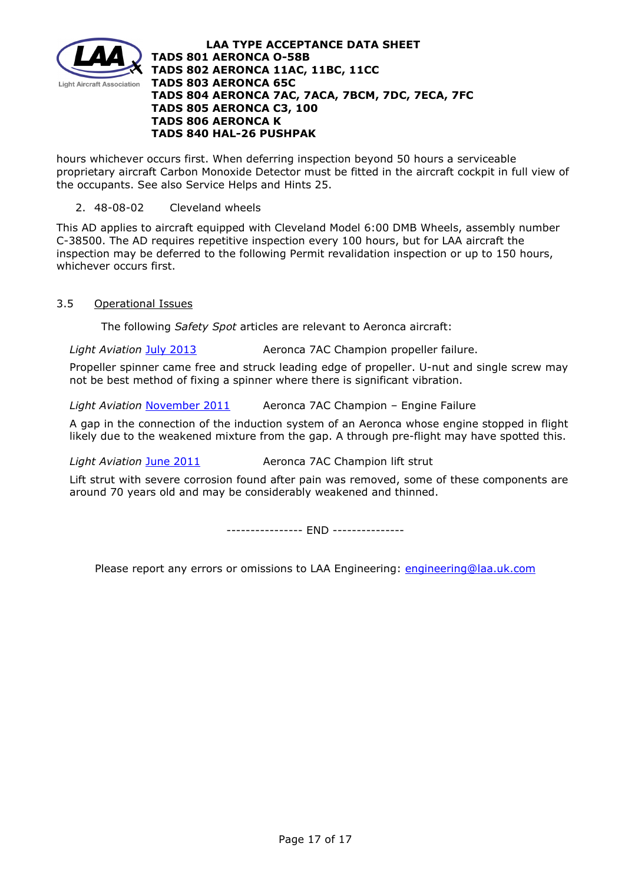hours whichever occurs first. When deferring inspection beyond 50 hours a serviceable proprietary aircraft Carbon Monoxide Detector must be fitted in the aircraft cockpit in full view of the occupants. See also Service Helps and Hints 25.

2. 48-08-02 Cleveland wheels

This AD applies to aircraft equipped with Cleveland Model 6:00 DMB Wheels, assembly number C-38500. The AD requires repetitive inspection every 100 hours, but for LAA aircraft the inspection may be deferred to the following Permit revalidation inspection or up to 150 hours, whichever occurs first.

### 3.5 Operational Issues

The following *Safety Spot* articles are relevant to Aeronca aircraft:

*Light Aviation* July 2013 Aeronca 7AC Champion propeller failure.

Propeller spinner came free and struck leading edge of propeller. U-nut and single screw may not be best method of fixing a spinner where there is significant vibration.

*Light Aviation* November 2011 Aeronca 7AC Champion – Engine Failure

A gap in the connection of the induction system of an Aeronca whose engine stopped in flight likely due to the weakened mixture from the gap. A through pre-flight may have spotted this.

*Light Aviation* June 2011 Aeronca 7AC Champion lift strut

Lift strut with severe corrosion found after pain was removed, some of these components are around 70 years old and may be considerably weakened and thinned.

---------------- END ---------------

Please report any errors or omissions to LAA Engineering: engineering@laa.uk.com